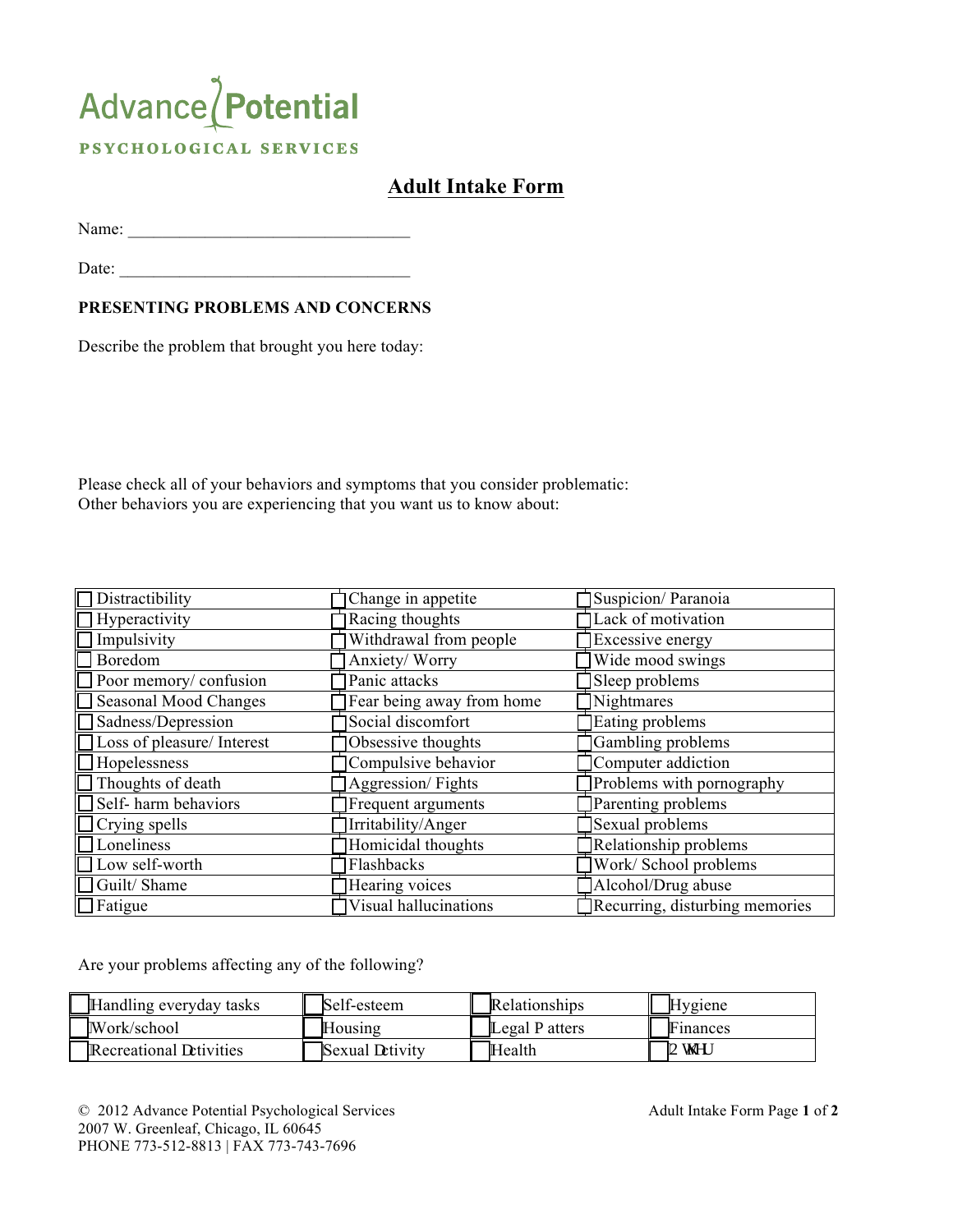Advance Potential

PSYCHOLOGICAL SERVICES

# Adult Intake Form

Name: _________________________________

Date: __________________________________

**PRESENTING PROBLEMS AND CONCERNS**

Describe the problem that brought you here today:

Please check all of your behaviors and symptoms that you consider problematic:
Other behaviors you are experiencing that you want us to know about:

| | | |
|---|---|---|
| ☐ Distractibility | ☐ Change in appetite | ☐ Suspicion/ Paranoia |
| ☐ Hyperactivity | ☐ Racing thoughts | ☐ Lack of motivation |
| ☐ Impulsivity | ☐ Withdrawal from people | ☐ Excessive energy |
| ☐ Boredom | ☐ Anxiety/ Worry | ☐ Wide mood swings |
| ☐ Poor memory/ confusion | ☐ Panic attacks | ☐ Sleep problems |
| ☐ Seasonal Mood Changes | ☐ Fear being away from home | ☐ Nightmares |
| ☐ Sadness/Depression | ☐ Social discomfort | ☐ Eating problems |
| ☐ Loss of pleasure/ Interest | ☐ Obsessive thoughts | ☐ Gambling problems |
| ☐ Hopelessness | ☐ Compulsive behavior | ☐ Computer addiction |
| ☐ Thoughts of death | ☐ Aggression/ Fights | ☐ Problems with pornography |
| ☐ Self- harm behaviors | ☐ Frequent arguments | ☐ Parenting problems |
| ☐ Crying spells | ☐ Irritability/Anger | ☐ Sexual problems |
| ☐ Loneliness | ☐ Homicidal thoughts | ☐ Relationship problems |
| ☐ Low self-worth | ☐ Flashbacks | ☐ Work/ School problems |
| ☐ Guilt/ Shame | ☐ Hearing voices | ☐ Alcohol/Drug abuse |
| ☐ Fatigue | ☐ Visual hallucinations | ☐ Recurring, disturbing memories |

Are your problems affecting any of the following?

| | | | |
|---|---|---|---|
| ☐ Handling everyday tasks | ☐ Self-esteem | ☐ Relationships | ☐ Hygiene |
| ☐ Work/school | ☐ Housing | ☐ Legal P atters | ☐ Finances |
| ☐ Recreational Dctivities | ☐ Sexual Dctivity | ☐ Health | ☐ 2 WKHU |

© 2012 Advance Potential Psychological Services
2007 W. Greenleaf, Chicago, IL 60645
PHONE 773-512-8813 | FAX 773-743-7696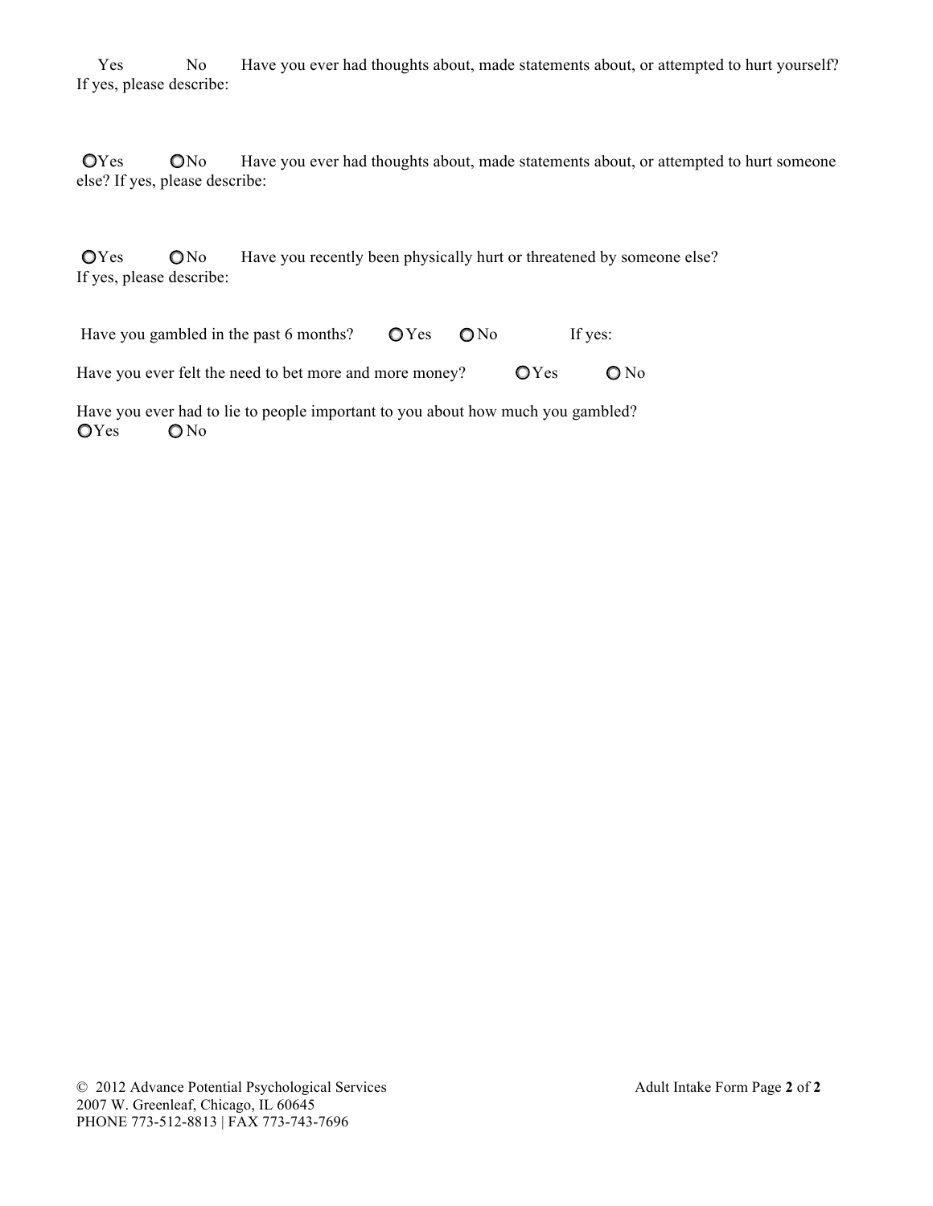Yes No Have you ever had thoughts about, made statements about, or attempted to hurt yourself? If yes, please describe:

○ Yes ○ No Have you ever had thoughts about, made statements about, or attempted to hurt someone else? If yes, please describe:

○ Yes ○ No Have you recently been physically hurt or threatened by someone else? If yes, please describe:

Have you gambled in the past 6 months? ○ Yes ○ No If yes:

Have you ever felt the need to bet more and more money? ○ Yes ○ No

Have you ever had to lie to people important to you about how much you gambled?
○ Yes ○ No

© 2012 Advance Potential Psychological Services
2007 W. Greenleaf, Chicago, IL 60645
PHONE 773-512-8813 | FAX 773-743-7696

Adult Intake Form Page **2** of **2**